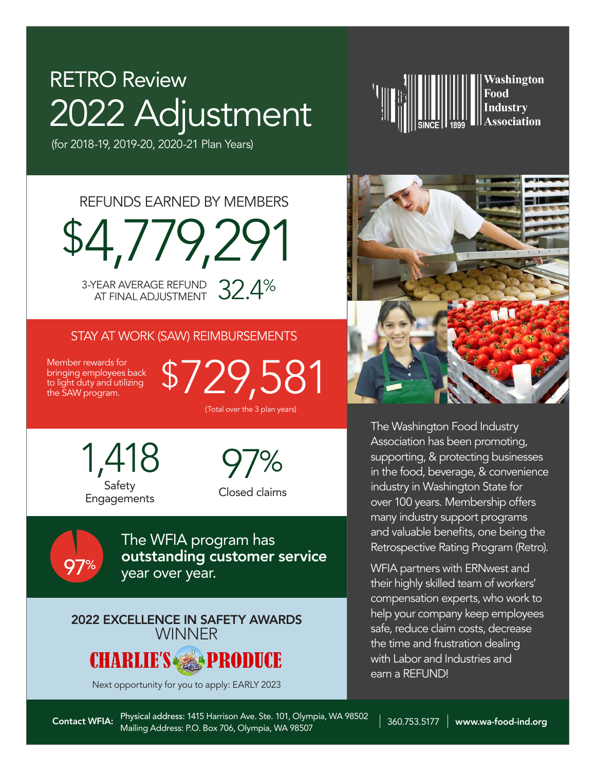# RETRO Review

# 2022 Adjustment

(for 2018-19, 2019-20, 2020-21 Plan Years)

Washington Food Industry Association
SINCE 1899

## REFUNDS EARNED BY MEMBERS

# $4,779,291

3-YEAR AVERAGE REFUND AT FINAL ADJUSTMENT **32.4%**

## STAY AT WORK (SAW) REIMBURSEMENTS

Member rewards for bringing employees back to light duty and utilizing the SAW program.

# $729,581

(Total over the 3 plan years)

**1,418**
Safety Engagements

**97%**
Closed claims

**97%** The WFIA program has **outstanding customer service** year over year.

**2022 EXCELLENCE IN SAFETY AWARDS**
WINNER

CHARLIE'S PRODUCE

Next opportunity for you to apply: EARLY 2023

The Washington Food Industry Association has been promoting, supporting, & protecting businesses in the food, beverage, & convenience industry in Washington State for over 100 years. Membership offers many industry support programs and valuable benefits, one being the Retrospective Rating Program (Retro).

WFIA partners with ERNwest and their highly skilled team of workers' compensation experts, who work to help your company keep employees safe, reduce claim costs, decrease the time and frustration dealing with Labor and Industries and earn a REFUND!

**Contact WFIA:** Physical address: 1415 Harrison Ave. Ste. 101, Olympia, WA 98502
Mailing Address: P.O. Box 706, Olympia, WA 98507 | 360.753.5177 | **www.wa-food-ind.org**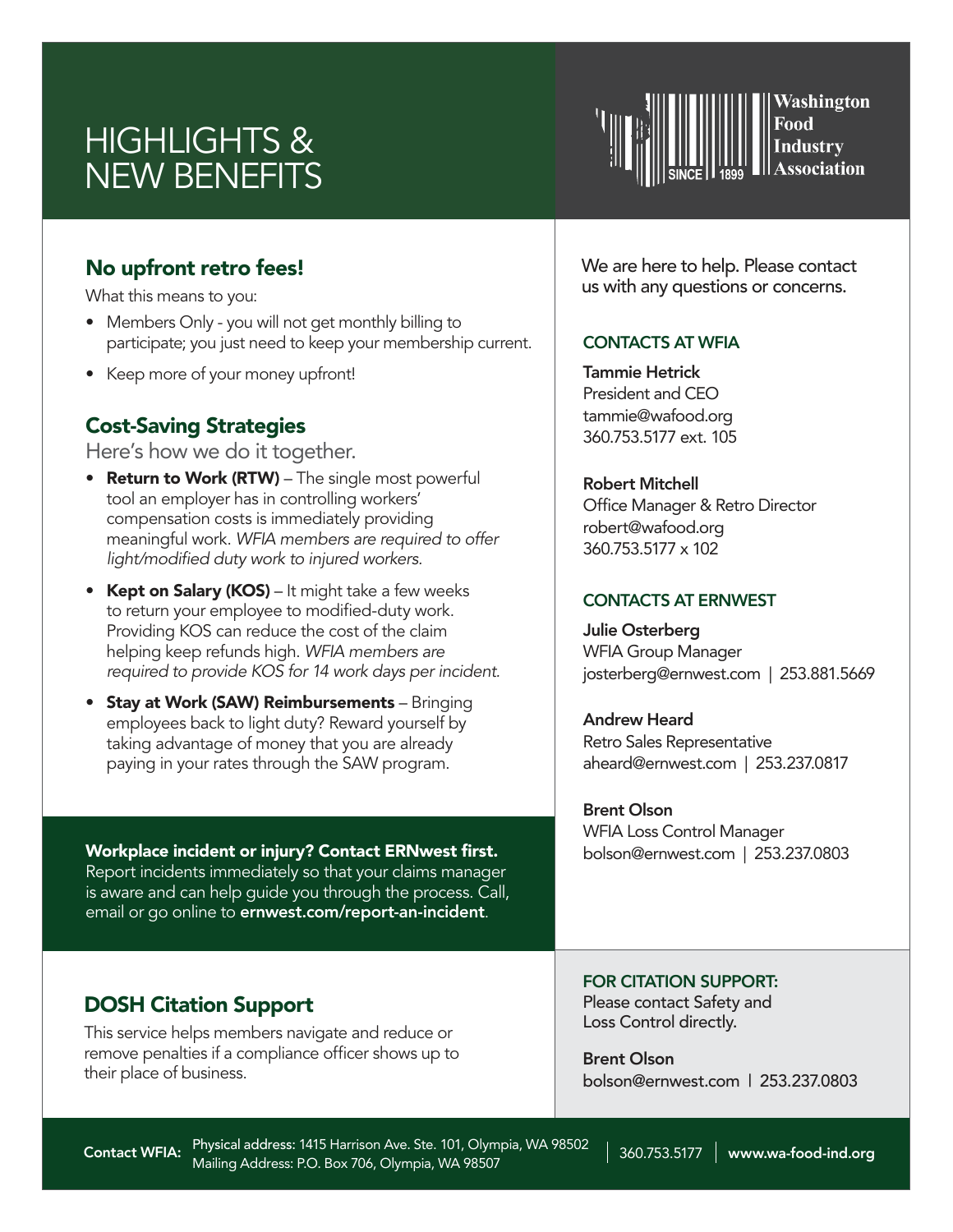# HIGHLIGHTS & NEW BENEFITS

Washington Food Industry Association
SINCE 1899

## No upfront retro fees!

What this means to you:

- Members Only - you will not get monthly billing to participate; you just need to keep your membership current.
- Keep more of your money upfront!

## Cost-Saving Strategies

Here's how we do it together.

- **Return to Work (RTW)** – The single most powerful tool an employer has in controlling workers' compensation costs is immediately providing meaningful work. *WFIA members are required to offer light/modified duty work to injured workers.*
- **Kept on Salary (KOS)** – It might take a few weeks to return your employee to modified-duty work. Providing KOS can reduce the cost of the claim helping keep refunds high. *WFIA members are required to provide KOS for 14 work days per incident.*
- **Stay at Work (SAW) Reimbursements** – Bringing employees back to light duty? Reward yourself by taking advantage of money that you are already paying in your rates through the SAW program.

**Workplace incident or injury? Contact ERNwest first.**
Report incidents immediately so that your claims manager is aware and can help guide you through the process. Call, email or go online to **ernwest.com/report-an-incident**.

## DOSH Citation Support

This service helps members navigate and reduce or remove penalties if a compliance officer shows up to their place of business.

We are here to help. Please contact us with any questions or concerns.

### CONTACTS AT WFIA

**Tammie Hetrick**
President and CEO
tammie@wafood.org
360.753.5177 ext. 105

**Robert Mitchell**
Office Manager & Retro Director
robert@wafood.org
360.753.5177 x 102

### CONTACTS AT ERNWEST

**Julie Osterberg**
WFIA Group Manager
josterberg@ernwest.com | 253.881.5669

**Andrew Heard**
Retro Sales Representative
aheard@ernwest.com | 253.237.0817

**Brent Olson**
WFIA Loss Control Manager
bolson@ernwest.com | 253.237.0803

### FOR CITATION SUPPORT:

Please contact Safety and Loss Control directly.

**Brent Olson**
bolson@ernwest.com | 253.237.0803

**Contact WFIA:** Physical address: 1415 Harrison Ave. Ste. 101, Olympia, WA 98502
Mailing Address: P.O. Box 706, Olympia, WA 98507
| 360.753.5177 | **www.wa-food-ind.org**